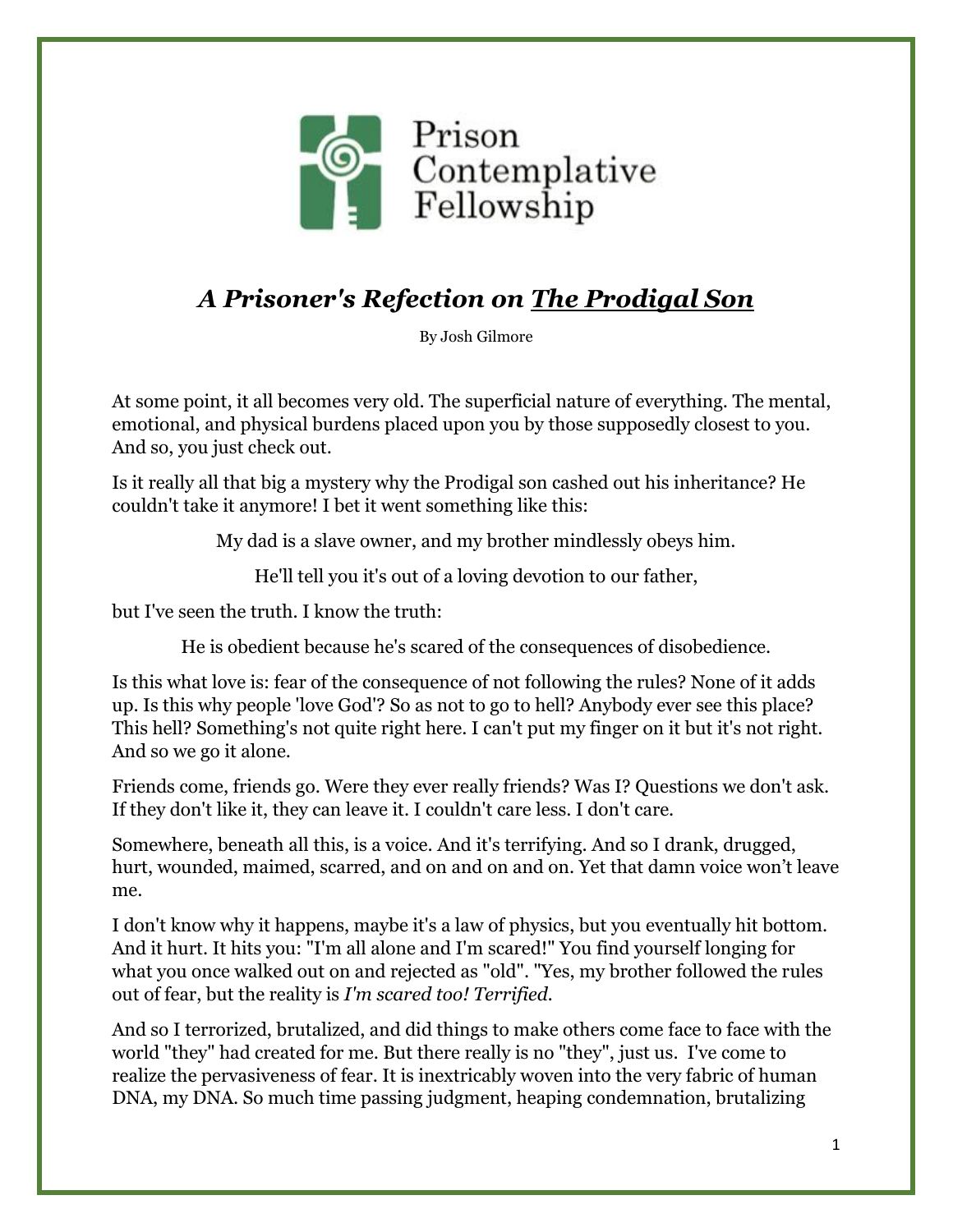Prison Contemplative Fellowship

# *A Prisoner's Refection on The Prodigal Son*

By Josh Gilmore

At some point, it all becomes very old. The superficial nature of everything. The mental, emotional, and physical burdens placed upon you by those supposedly closest to you. And so, you just check out.

Is it really all that big a mystery why the Prodigal son cashed out his inheritance? He couldn't take it anymore! I bet it went something like this:

My dad is a slave owner, and my brother mindlessly obeys him.

He'll tell you it's out of a loving devotion to our father,

but I've seen the truth. I know the truth:

He is obedient because he's scared of the consequences of disobedience.

Is this what love is: fear of the consequence of not following the rules? None of it adds up. Is this why people 'love God'? So as not to go to hell? Anybody ever see this place? This hell? Something's not quite right here. I can't put my finger on it but it's not right. And so we go it alone.

Friends come, friends go. Were they ever really friends? Was I? Questions we don't ask. If they don't like it, they can leave it. I couldn't care less. I don't care.

Somewhere, beneath all this, is a voice. And it's terrifying. And so I drank, drugged, hurt, wounded, maimed, scarred, and on and on and on. Yet that damn voice won't leave me.

I don't know why it happens, maybe it's a law of physics, but you eventually hit bottom. And it hurt. It hits you: "I'm all alone and I'm scared!" You find yourself longing for what you once walked out on and rejected as "old". "Yes, my brother followed the rules out of fear, but the reality is *I'm scared too! Terrified.*

And so I terrorized, brutalized, and did things to make others come face to face with the world "they" had created for me. But there really is no "they", just us. I've come to realize the pervasiveness of fear. It is inextricably woven into the very fabric of human DNA, my DNA. So much time passing judgment, heaping condemnation, brutalizing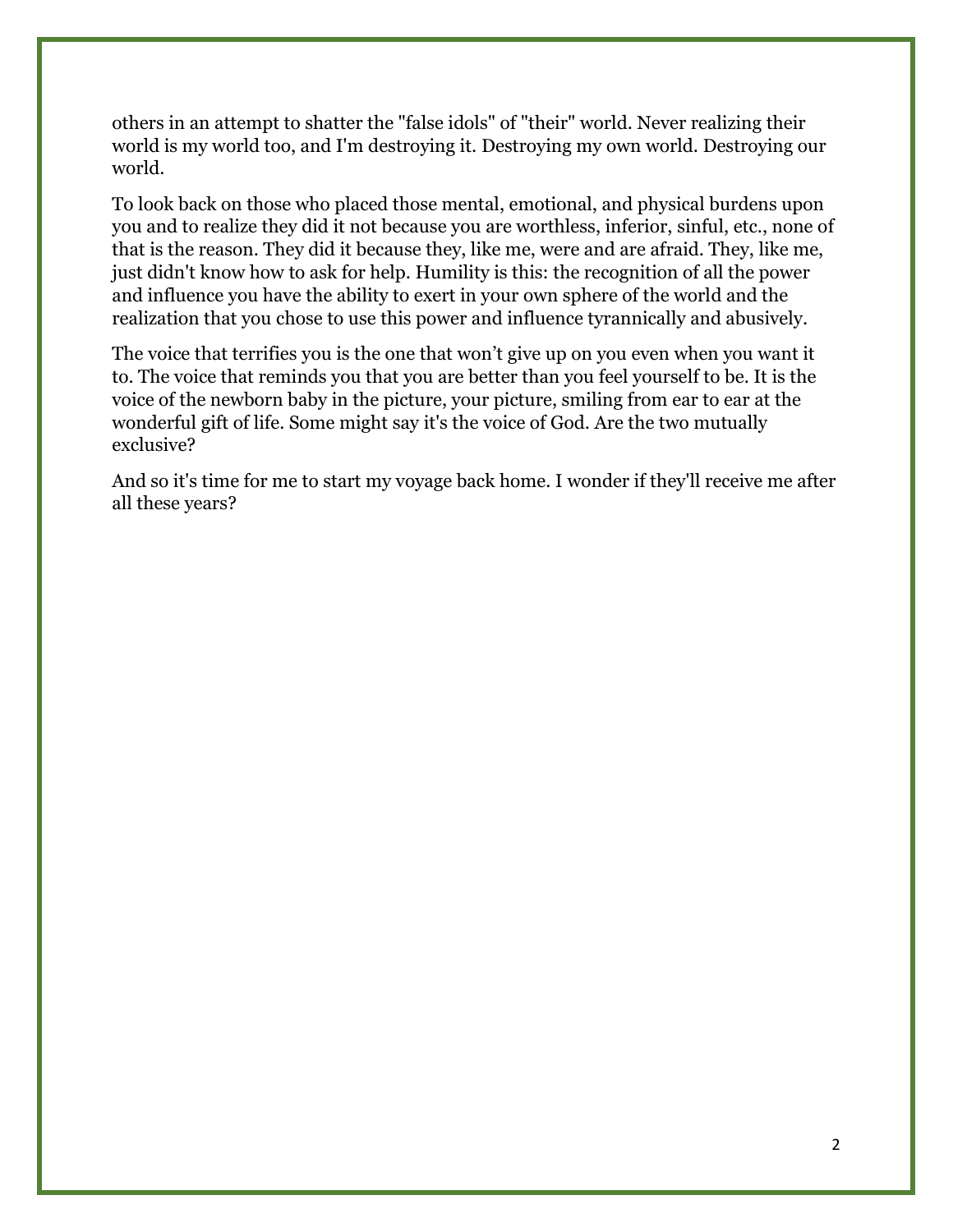others in an attempt to shatter the "false idols" of "their" world. Never realizing their world is my world too, and I'm destroying it. Destroying my own world. Destroying our world.

To look back on those who placed those mental, emotional, and physical burdens upon you and to realize they did it not because you are worthless, inferior, sinful, etc., none of that is the reason. They did it because they, like me, were and are afraid. They, like me, just didn't know how to ask for help. Humility is this: the recognition of all the power and influence you have the ability to exert in your own sphere of the world and the realization that you chose to use this power and influence tyrannically and abusively.

The voice that terrifies you is the one that won't give up on you even when you want it to. The voice that reminds you that you are better than you feel yourself to be. It is the voice of the newborn baby in the picture, your picture, smiling from ear to ear at the wonderful gift of life. Some might say it's the voice of God. Are the two mutually exclusive?

And so it's time for me to start my voyage back home. I wonder if they'll receive me after all these years?